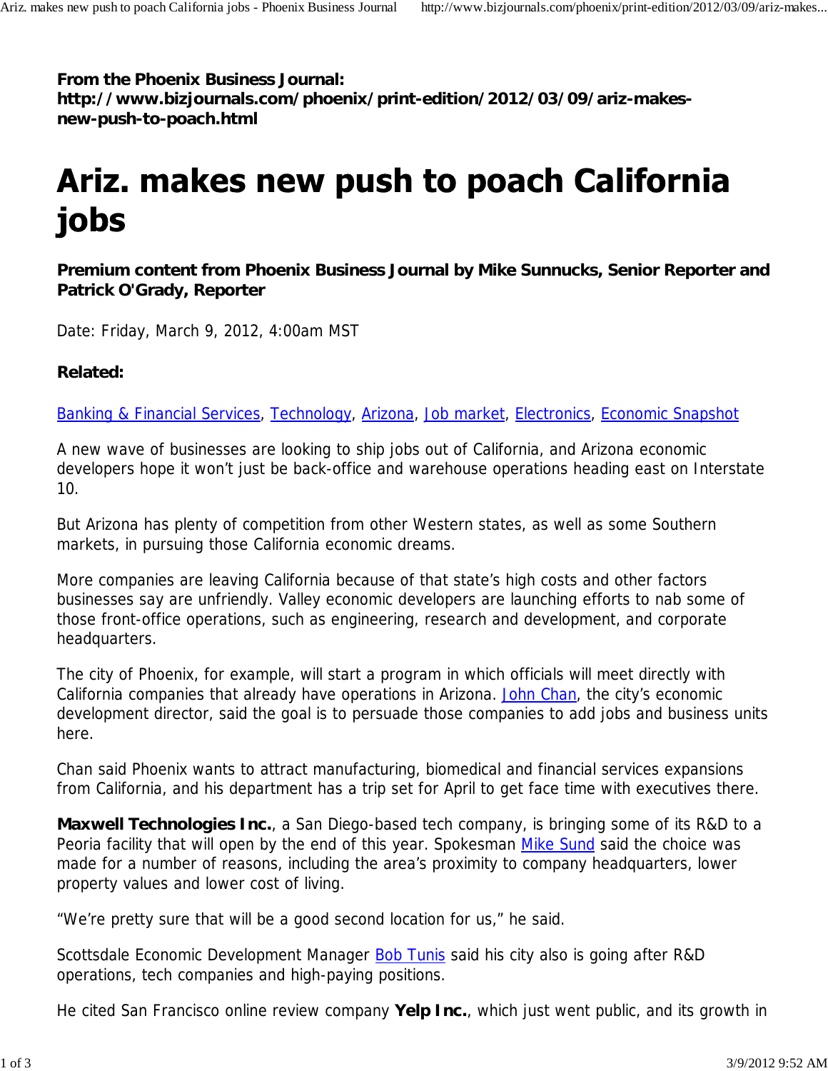**From the Phoenix Business Journal:**
**http://www.bizjournals.com/phoenix/print-edition/2012/03/09/ariz-makes-new-push-to-poach.html**

# Ariz. makes new push to poach California jobs

**Premium content from Phoenix Business Journal by Mike Sunnucks, Senior Reporter and Patrick O'Grady, Reporter**

Date: Friday, March 9, 2012, 4:00am MST

**Related:**

Banking & Financial Services, Technology, Arizona, Job market, Electronics, Economic Snapshot

A new wave of businesses are looking to ship jobs out of California, and Arizona economic developers hope it won't just be back-office and warehouse operations heading east on Interstate 10.

But Arizona has plenty of competition from other Western states, as well as some Southern markets, in pursuing those California economic dreams.

More companies are leaving California because of that state's high costs and other factors businesses say are unfriendly. Valley economic developers are launching efforts to nab some of those front-office operations, such as engineering, research and development, and corporate headquarters.

The city of Phoenix, for example, will start a program in which officials will meet directly with California companies that already have operations in Arizona. John Chan, the city's economic development director, said the goal is to persuade those companies to add jobs and business units here.

Chan said Phoenix wants to attract manufacturing, biomedical and financial services expansions from California, and his department has a trip set for April to get face time with executives there.

**Maxwell Technologies Inc.**, a San Diego-based tech company, is bringing some of its R&D to a Peoria facility that will open by the end of this year. Spokesman Mike Sund said the choice was made for a number of reasons, including the area's proximity to company headquarters, lower property values and lower cost of living.

"We're pretty sure that will be a good second location for us," he said.

Scottsdale Economic Development Manager Bob Tunis said his city also is going after R&D operations, tech companies and high-paying positions.

He cited San Francisco online review company **Yelp Inc.**, which just went public, and its growth in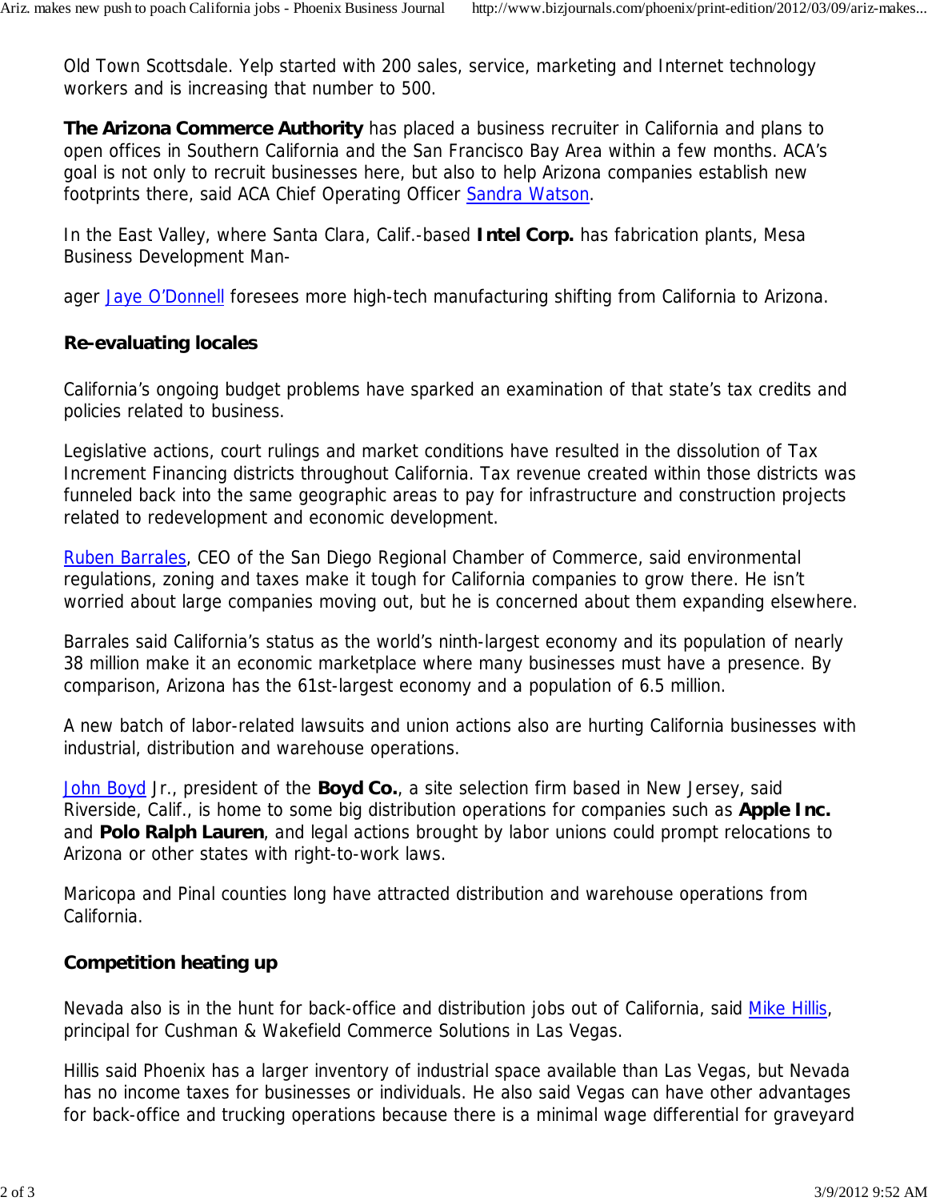Old Town Scottsdale. Yelp started with 200 sales, service, marketing and Internet technology workers and is increasing that number to 500.

**The Arizona Commerce Authority** has placed a business recruiter in California and plans to open offices in Southern California and the San Francisco Bay Area within a few months. ACA's goal is not only to recruit businesses here, but also to help Arizona companies establish new footprints there, said ACA Chief Operating Officer Sandra Watson.

In the East Valley, where Santa Clara, Calif.-based **Intel Corp.** has fabrication plants, Mesa Business Development Manager Jaye O'Donnell foresees more high-tech manufacturing shifting from California to Arizona.

## Re-evaluating locales

California's ongoing budget problems have sparked an examination of that state's tax credits and policies related to business.

Legislative actions, court rulings and market conditions have resulted in the dissolution of Tax Increment Financing districts throughout California. Tax revenue created within those districts was funneled back into the same geographic areas to pay for infrastructure and construction projects related to redevelopment and economic development.

Ruben Barrales, CEO of the San Diego Regional Chamber of Commerce, said environmental regulations, zoning and taxes make it tough for California companies to grow there. He isn't worried about large companies moving out, but he is concerned about them expanding elsewhere.

Barrales said California's status as the world's ninth-largest economy and its population of nearly 38 million make it an economic marketplace where many businesses must have a presence. By comparison, Arizona has the 61st-largest economy and a population of 6.5 million.

A new batch of labor-related lawsuits and union actions also are hurting California businesses with industrial, distribution and warehouse operations.

John Boyd Jr., president of the **Boyd Co.**, a site selection firm based in New Jersey, said Riverside, Calif., is home to some big distribution operations for companies such as **Apple Inc.** and **Polo Ralph Lauren**, and legal actions brought by labor unions could prompt relocations to Arizona or other states with right-to-work laws.

Maricopa and Pinal counties long have attracted distribution and warehouse operations from California.

## Competition heating up

Nevada also is in the hunt for back-office and distribution jobs out of California, said Mike Hillis, principal for Cushman & Wakefield Commerce Solutions in Las Vegas.

Hillis said Phoenix has a larger inventory of industrial space available than Las Vegas, but Nevada has no income taxes for businesses or individuals. He also said Vegas can have other advantages for back-office and trucking operations because there is a minimal wage differential for graveyard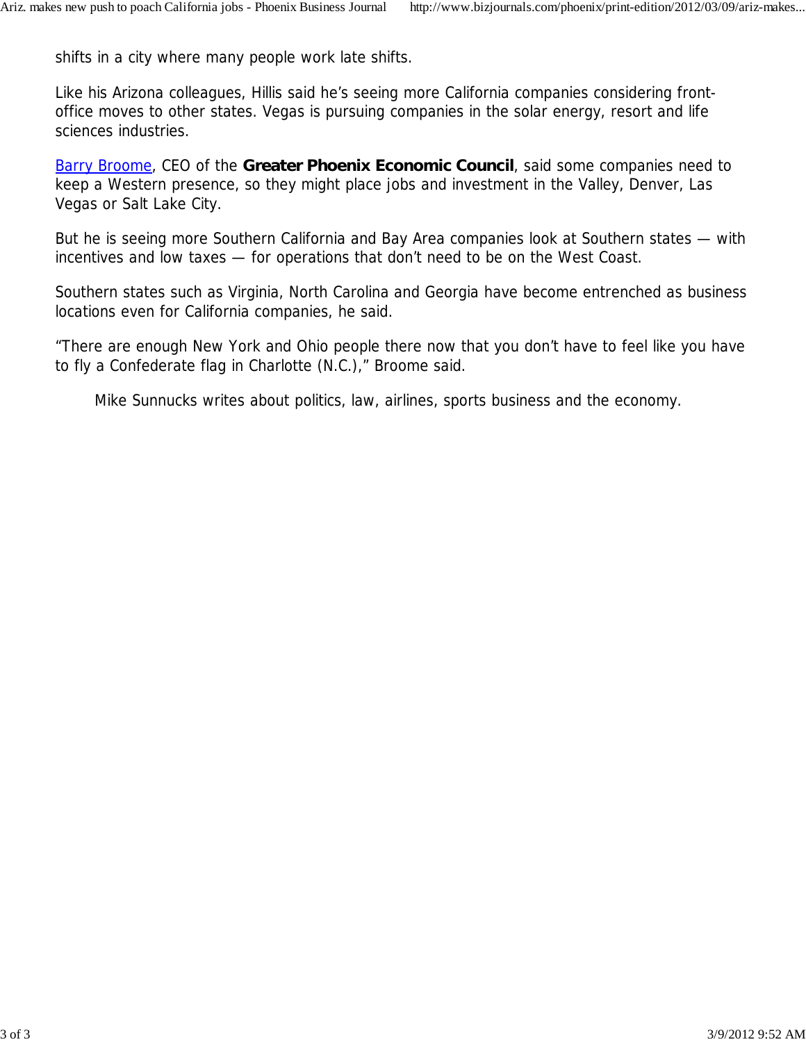shifts in a city where many people work late shifts.

Like his Arizona colleagues, Hillis said he's seeing more California companies considering front-office moves to other states. Vegas is pursuing companies in the solar energy, resort and life sciences industries.

Barry Broome, CEO of the **Greater Phoenix Economic Council**, said some companies need to keep a Western presence, so they might place jobs and investment in the Valley, Denver, Las Vegas or Salt Lake City.

But he is seeing more Southern California and Bay Area companies look at Southern states — with incentives and low taxes — for operations that don't need to be on the West Coast.

Southern states such as Virginia, North Carolina and Georgia have become entrenched as business locations even for California companies, he said.

"There are enough New York and Ohio people there now that you don't have to feel like you have to fly a Confederate flag in Charlotte (N.C.)," Broome said.

Mike Sunnucks writes about politics, law, airlines, sports business and the economy.